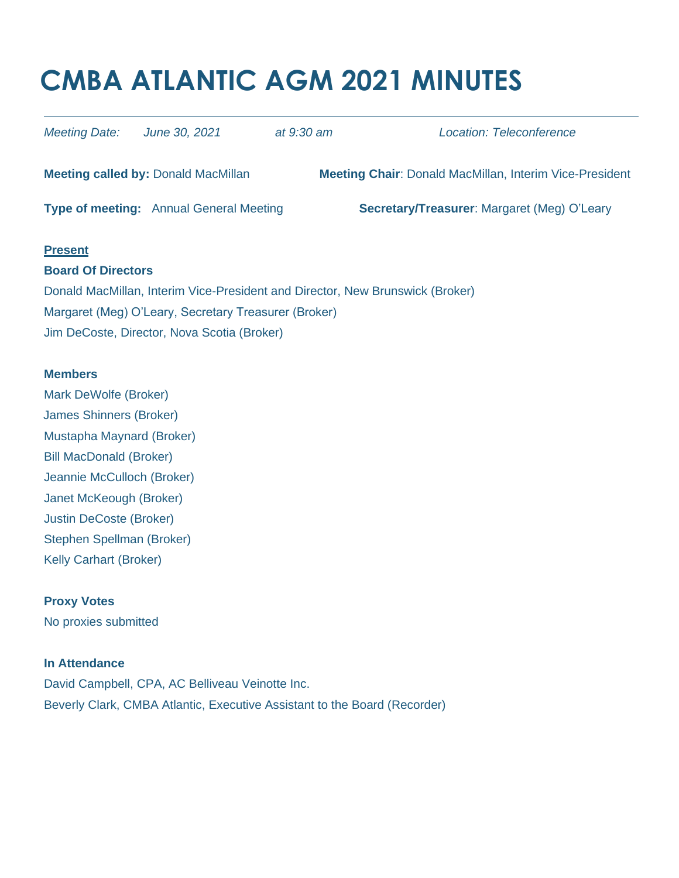# CMBA ATLANTIC AGM 2021 MINUTES

---

*Meeting Date:* *June 30, 2021* *at 9:30 am* *Location: Teleconference*

**Meeting called by:** Donald MacMillan **Meeting Chair**: Donald MacMillan, Interim Vice-President

**Type of meeting:** Annual General Meeting **Secretary/Treasurer**: Margaret (Meg) O'Leary

**<u>Present</u>**

**Board Of Directors**

Donald MacMillan, Interim Vice-President and Director, New Brunswick (Broker)

Margaret (Meg) O'Leary, Secretary Treasurer (Broker)

Jim DeCoste, Director, Nova Scotia (Broker)

**Members**

Mark DeWolfe (Broker)

James Shinners (Broker)

Mustapha Maynard (Broker)

Bill MacDonald (Broker)

Jeannie McCulloch (Broker)

Janet McKeough (Broker)

Justin DeCoste (Broker)

Stephen Spellman (Broker)

Kelly Carhart (Broker)

**Proxy Votes**

No proxies submitted

**In Attendance**

David Campbell, CPA, AC Belliveau Veinotte Inc.

Beverly Clark, CMBA Atlantic, Executive Assistant to the Board (Recorder)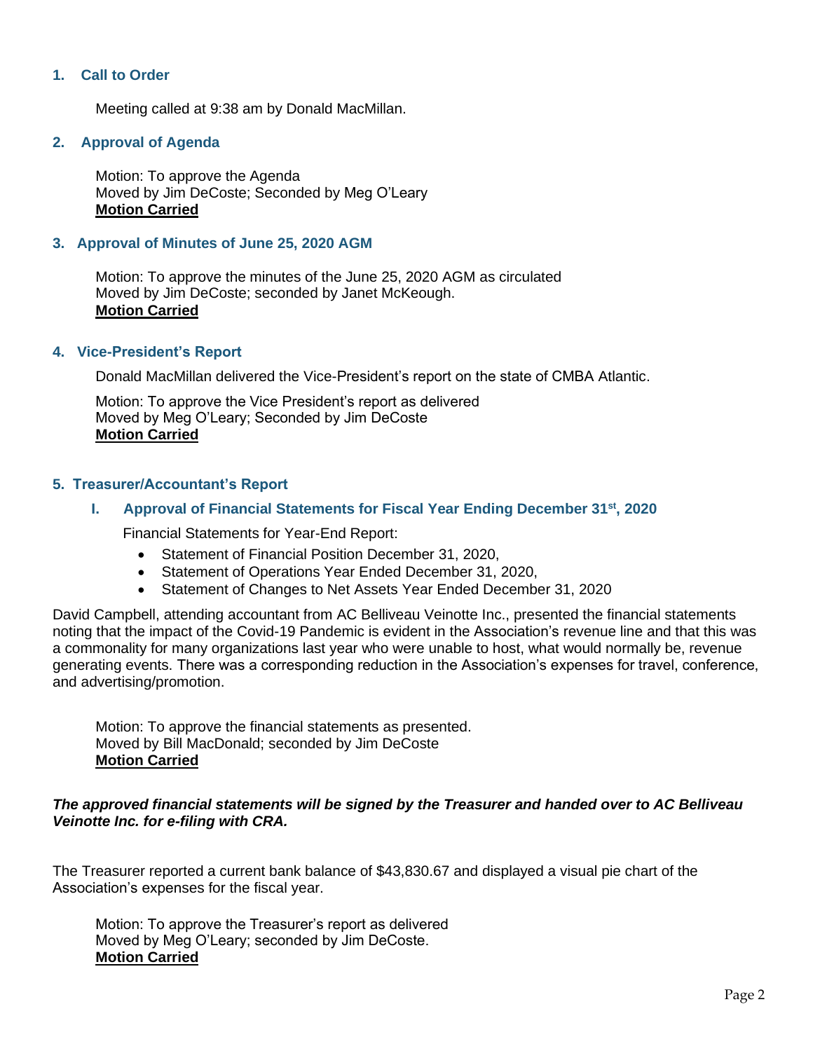## 1. Call to Order

Meeting called at 9:38 am by Donald MacMillan.

## 2. Approval of Agenda

Motion: To approve the Agenda
Moved by Jim DeCoste; Seconded by Meg O'Leary
**Motion Carried**

## 3. Approval of Minutes of June 25, 2020 AGM

Motion: To approve the minutes of the June 25, 2020 AGM as circulated
Moved by Jim DeCoste; seconded by Janet McKeough.
**Motion Carried**

## 4. Vice-President's Report

Donald MacMillan delivered the Vice-President's report on the state of CMBA Atlantic.

Motion: To approve the Vice President's report as delivered
Moved by Meg O'Leary; Seconded by Jim DeCoste
**Motion Carried**

## 5. Treasurer/Accountant's Report

### I. Approval of Financial Statements for Fiscal Year Ending December 31st, 2020

Financial Statements for Year-End Report:

- Statement of Financial Position December 31, 2020,
- Statement of Operations Year Ended December 31, 2020,
- Statement of Changes to Net Assets Year Ended December 31, 2020

David Campbell, attending accountant from AC Belliveau Veinotte Inc., presented the financial statements noting that the impact of the Covid-19 Pandemic is evident in the Association's revenue line and that this was a commonality for many organizations last year who were unable to host, what would normally be, revenue generating events. There was a corresponding reduction in the Association's expenses for travel, conference, and advertising/promotion.

Motion: To approve the financial statements as presented.
Moved by Bill MacDonald; seconded by Jim DeCoste
**Motion Carried**

***The approved financial statements will be signed by the Treasurer and handed over to AC Belliveau Veinotte Inc. for e-filing with CRA.***

The Treasurer reported a current bank balance of $43,830.67 and displayed a visual pie chart of the Association's expenses for the fiscal year.

Motion: To approve the Treasurer's report as delivered
Moved by Meg O'Leary; seconded by Jim DeCoste.
**Motion Carried**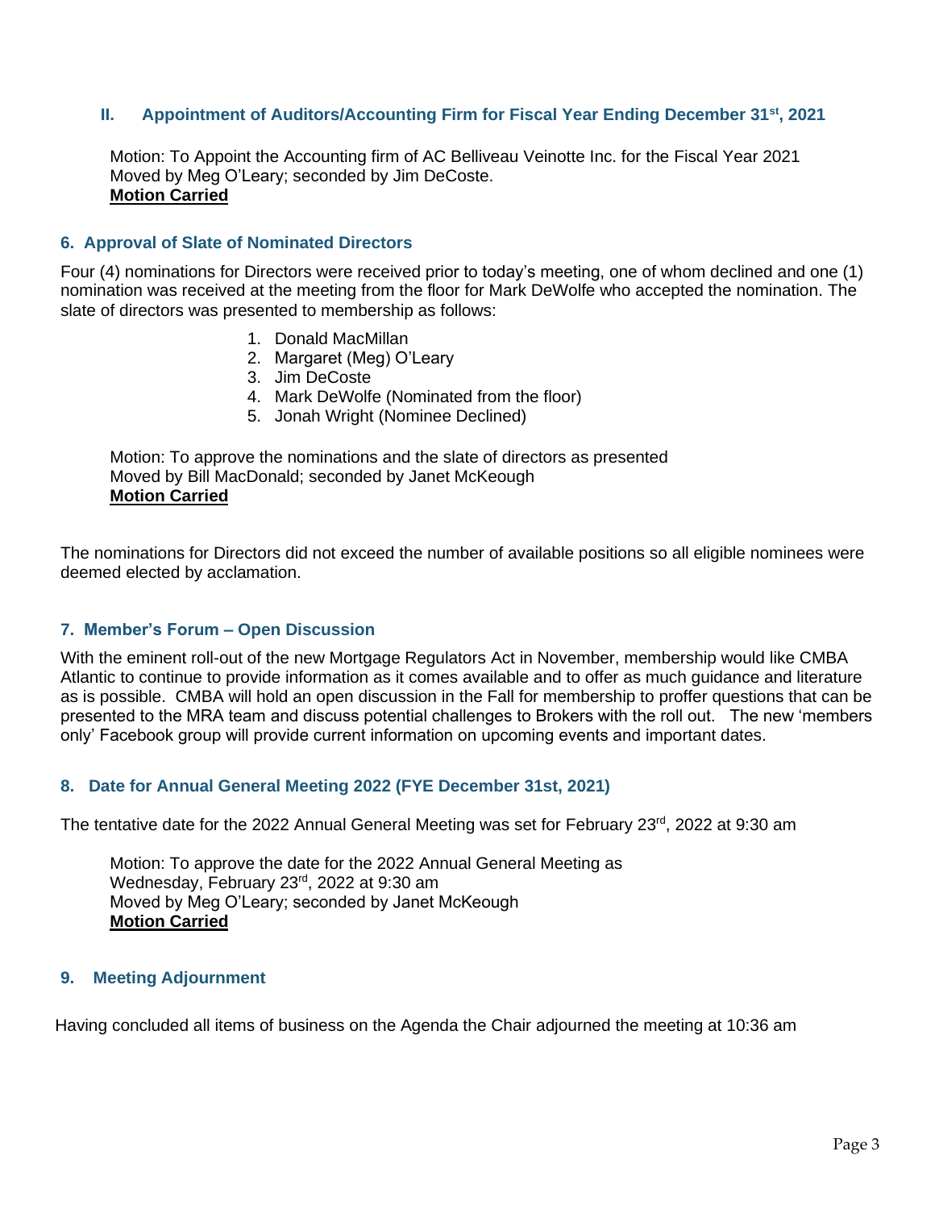### II. Appointment of Auditors/Accounting Firm for Fiscal Year Ending December 31st, 2021

Motion: To Appoint the Accounting firm of AC Belliveau Veinotte Inc. for the Fiscal Year 2021
Moved by Meg O'Leary; seconded by Jim DeCoste.
**Motion Carried**

### 6. Approval of Slate of Nominated Directors

Four (4) nominations for Directors were received prior to today's meeting, one of whom declined and one (1) nomination was received at the meeting from the floor for Mark DeWolfe who accepted the nomination. The slate of directors was presented to membership as follows:

1. Donald MacMillan
2. Margaret (Meg) O'Leary
3. Jim DeCoste
4. Mark DeWolfe (Nominated from the floor)
5. Jonah Wright (Nominee Declined)

Motion: To approve the nominations and the slate of directors as presented
Moved by Bill MacDonald; seconded by Janet McKeough
**Motion Carried**

The nominations for Directors did not exceed the number of available positions so all eligible nominees were deemed elected by acclamation.

### 7. Member's Forum – Open Discussion

With the eminent roll-out of the new Mortgage Regulators Act in November, membership would like CMBA Atlantic to continue to provide information as it comes available and to offer as much guidance and literature as is possible. CMBA will hold an open discussion in the Fall for membership to proffer questions that can be presented to the MRA team and discuss potential challenges to Brokers with the roll out. The new 'members only' Facebook group will provide current information on upcoming events and important dates.

### 8. Date for Annual General Meeting 2022 (FYE December 31st, 2021)

The tentative date for the 2022 Annual General Meeting was set for February 23rd, 2022 at 9:30 am

Motion: To approve the date for the 2022 Annual General Meeting as Wednesday, February 23rd, 2022 at 9:30 am
Moved by Meg O'Leary; seconded by Janet McKeough
**Motion Carried**

### 9. Meeting Adjournment

Having concluded all items of business on the Agenda the Chair adjourned the meeting at 10:36 am